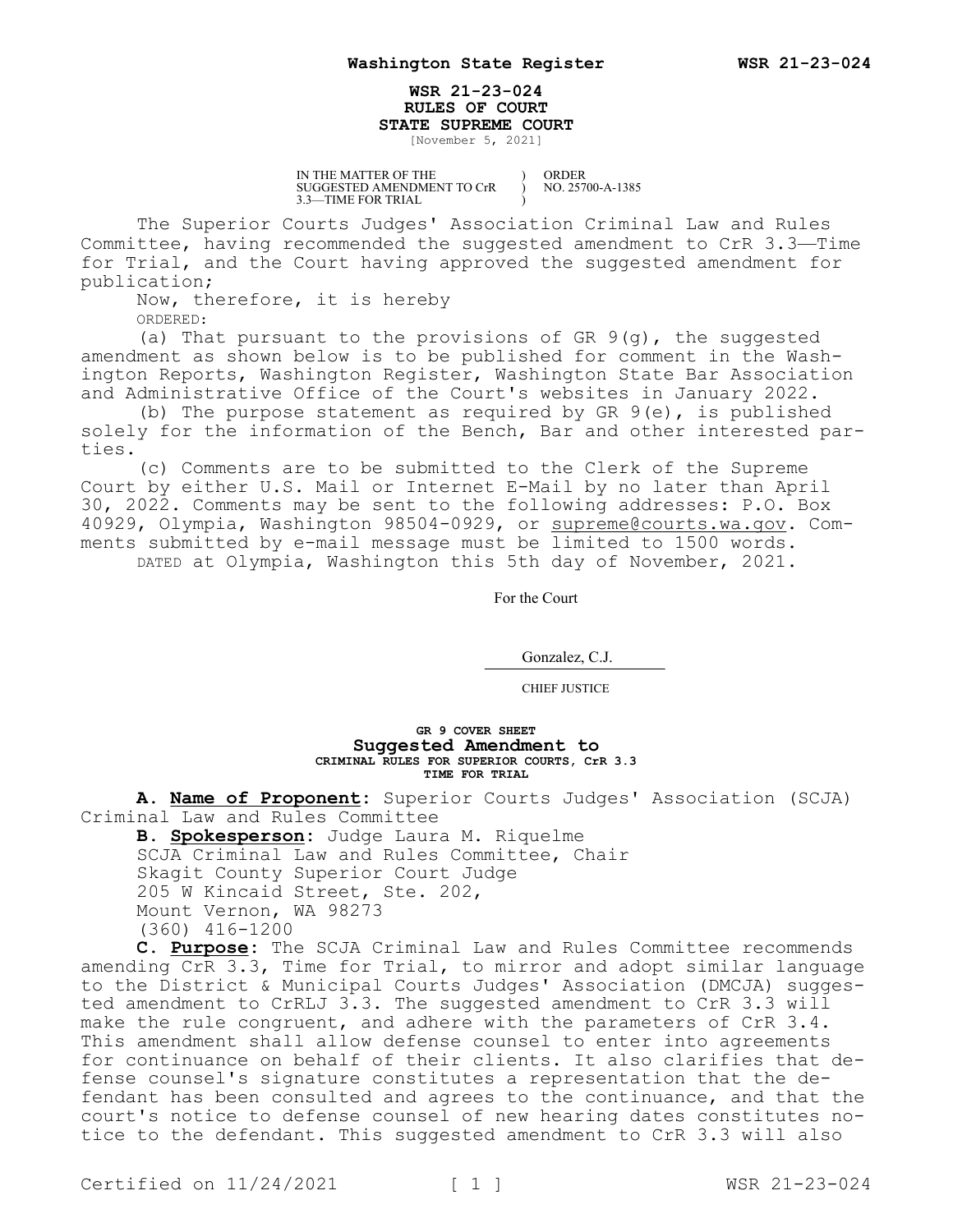**WSR 21-23-024**
**RULES OF COURT**
**STATE SUPREME COURT**
[November 5, 2021]

| IN THE MATTER OF THE SUGGESTED AMENDMENT TO CrR 3.3—TIME FOR TRIAL | ) ) ) | ORDER NO. 25700-A-1385 |
|---|---|---|

The Superior Courts Judges' Association Criminal Law and Rules Committee, having recommended the suggested amendment to CrR 3.3—Time for Trial, and the Court having approved the suggested amendment for publication;

Now, therefore, it is hereby

ORDERED:

(a) That pursuant to the provisions of GR 9(g), the suggested amendment as shown below is to be published for comment in the Washington Reports, Washington Register, Washington State Bar Association and Administrative Office of the Court's websites in January 2022.

(b) The purpose statement as required by GR 9(e), is published solely for the information of the Bench, Bar and other interested parties.

(c) Comments are to be submitted to the Clerk of the Supreme Court by either U.S. Mail or Internet E-Mail by no later than April 30, 2022. Comments may be sent to the following addresses: P.O. Box 40929, Olympia, Washington 98504-0929, or supreme@courts.wa.gov. Comments submitted by e-mail message must be limited to 1500 words.

DATED at Olympia, Washington this 5th day of November, 2021.

For the Court

Gonzalez, C.J.

CHIEF JUSTICE

**GR 9 COVER SHEET**
**Suggested Amendment to**
**CRIMINAL RULES FOR SUPERIOR COURTS, CrR 3.3**
**TIME FOR TRIAL**

**A. Name of Proponent:** Superior Courts Judges' Association (SCJA) Criminal Law and Rules Committee

**B. Spokesperson:** Judge Laura M. Riquelme
SCJA Criminal Law and Rules Committee, Chair
Skagit County Superior Court Judge
205 W Kincaid Street, Ste. 202,
Mount Vernon, WA 98273
(360) 416-1200

**C. Purpose:** The SCJA Criminal Law and Rules Committee recommends amending CrR 3.3, Time for Trial, to mirror and adopt similar language to the District & Municipal Courts Judges' Association (DMCJA) suggested amendment to CrRLJ 3.3. The suggested amendment to CrR 3.3 will make the rule congruent, and adhere with the parameters of CrR 3.4. This amendment shall allow defense counsel to enter into agreements for continuance on behalf of their clients. It also clarifies that defense counsel's signature constitutes a representation that the defendant has been consulted and agrees to the continuance, and that the court's notice to defense counsel of new hearing dates constitutes notice to the defendant. This suggested amendment to CrR 3.3 will also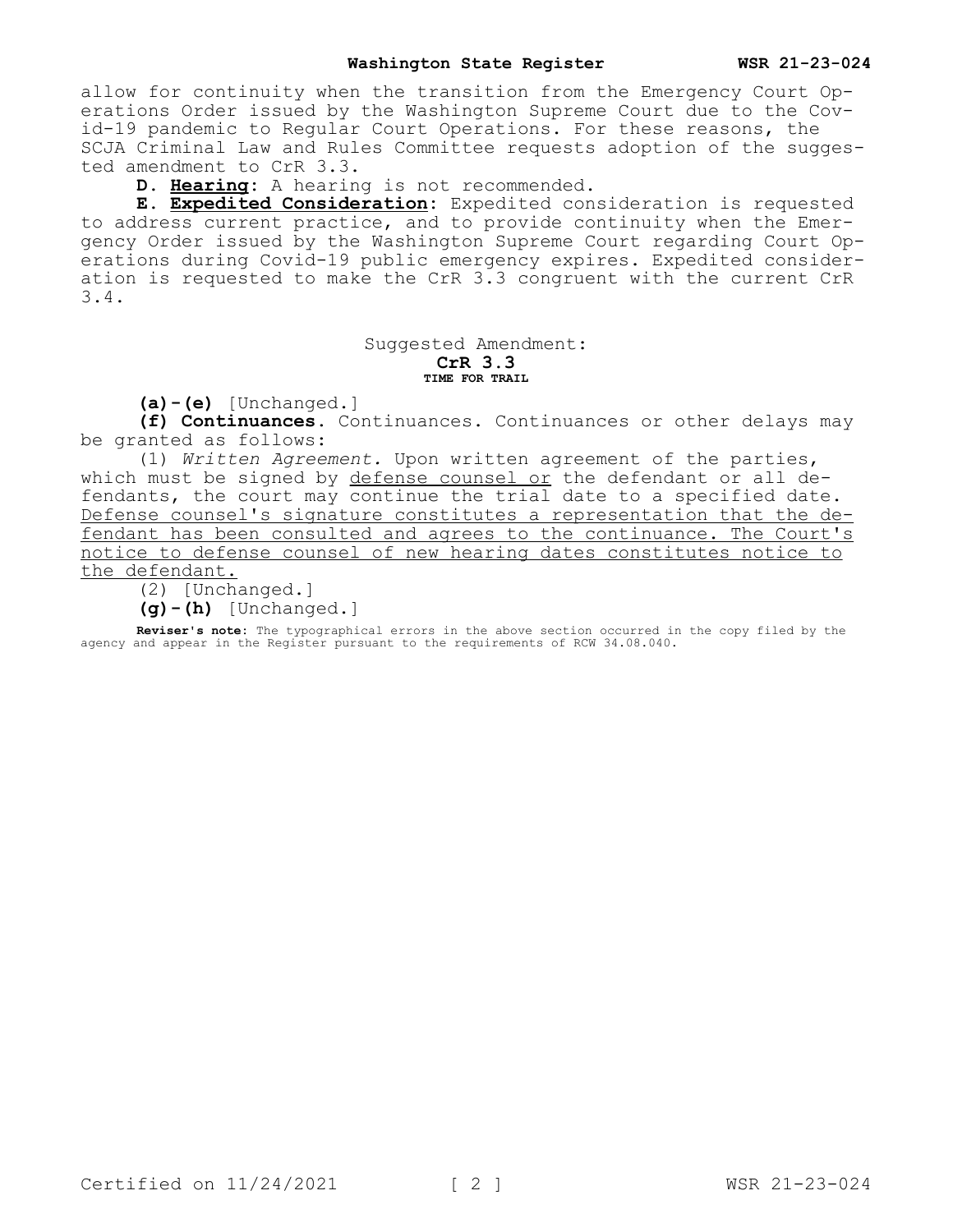allow for continuity when the transition from the Emergency Court Operations Order issued by the Washington Supreme Court due to the Covid-19 pandemic to Regular Court Operations. For these reasons, the SCJA Criminal Law and Rules Committee requests adoption of the suggested amendment to CrR 3.3.

**D. <u>Hearing</u>:** A hearing is not recommended.

**E. <u>Expedited Consideration</u>:** Expedited consideration is requested to address current practice, and to provide continuity when the Emergency Order issued by the Washington Supreme Court regarding Court Operations during Covid-19 public emergency expires. Expedited consideration is requested to make the CrR 3.3 congruent with the current CrR 3.4.

Suggested Amendment:

**CrR 3.3**

**TIME FOR TRAIL**

**(a)-(e)** [Unchanged.]

**(f) Continuances.** Continuances. Continuances or other delays may be granted as follows:

(1) *Written Agreement.* Upon written agreement of the parties, which must be signed by <u>defense counsel or</u> the defendant or all defendants, the court may continue the trial date to a specified date. <u>Defense counsel's signature constitutes a representation that the defendant has been consulted and agrees to the continuance. The Court's notice to defense counsel of new hearing dates constitutes notice to the defendant.</u>

(2) [Unchanged.]

**(g)-(h)** [Unchanged.]

**Reviser's note:** The typographical errors in the above section occurred in the copy filed by the agency and appear in the Register pursuant to the requirements of RCW 34.08.040.